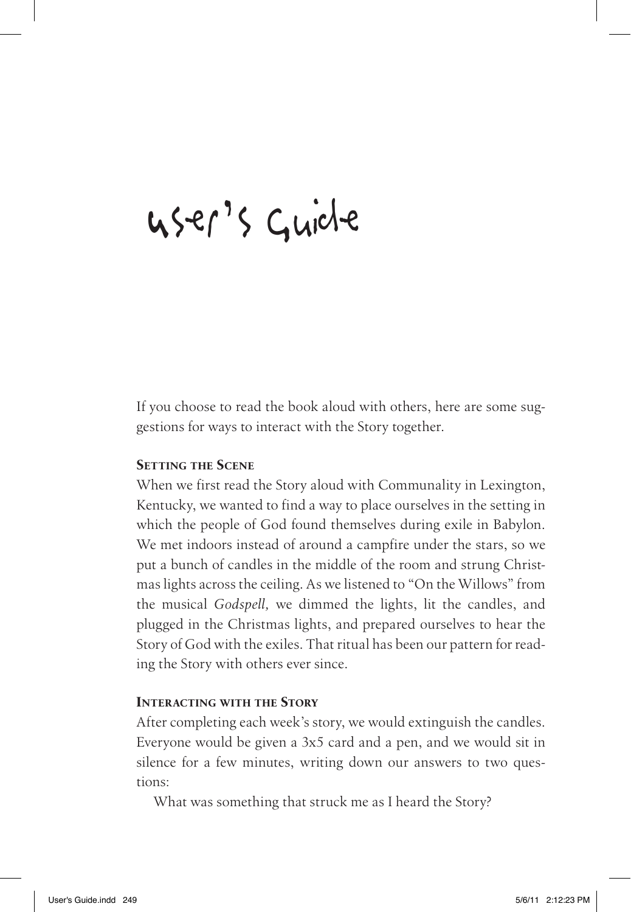# User's Guide

If you choose to read the book aloud with others, here are some suggestions for ways to interact with the Story together.

### Setting the Scene

When we first read the Story aloud with Communality in Lexington, Kentucky, we wanted to find a way to place ourselves in the setting in which the people of God found themselves during exile in Babylon. We met indoors instead of around a campfire under the stars, so we put a bunch of candles in the middle of the room and strung Christmas lights across the ceiling. As we listened to "On the Willows" from the musical *Godspell,* we dimmed the lights, lit the candles, and plugged in the Christmas lights, and prepared ourselves to hear the Story of God with the exiles. That ritual has been our pattern for reading the Story with others ever since.

### Interacting with the Story

After completing each week's story, we would extinguish the candles. Everyone would be given a 3x5 card and a pen, and we would sit in silence for a few minutes, writing down our answers to two questions:

What was something that struck me as I heard the Story?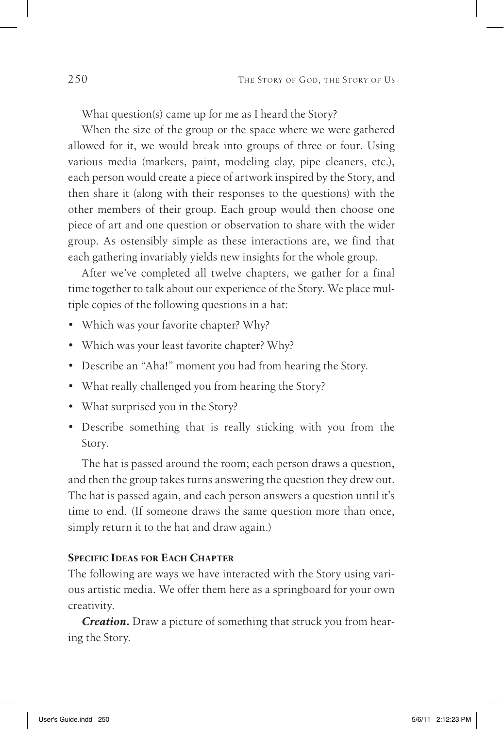What question(s) came up for me as I heard the Story?

When the size of the group or the space where we were gathered allowed for it, we would break into groups of three or four. Using various media (markers, paint, modeling clay, pipe cleaners, etc.), each person would create a piece of artwork inspired by the Story, and then share it (along with their responses to the questions) with the other members of their group. Each group would then choose one piece of art and one question or observation to share with the wider group. As ostensibly simple as these interactions are, we find that each gathering invariably yields new insights for the whole group.

After we've completed all twelve chapters, we gather for a final time together to talk about our experience of the Story. We place multiple copies of the following questions in a hat:

- Which was your favorite chapter? Why?
- Which was your least favorite chapter? Why?
- Describe an "Aha!" moment you had from hearing the Story.
- What really challenged you from hearing the Story?
- What surprised you in the Story?
- Describe something that is really sticking with you from the Story.

The hat is passed around the room; each person draws a question, and then the group takes turns answering the question they drew out. The hat is passed again, and each person answers a question until it's time to end. (If someone draws the same question more than once, simply return it to the hat and draw again.)

### Specific Ideas for Each Chapter

The following are ways we have interacted with the Story using various artistic media. We offer them here as a springboard for your own creativity.

***Creation.*** Draw a picture of something that struck you from hearing the Story.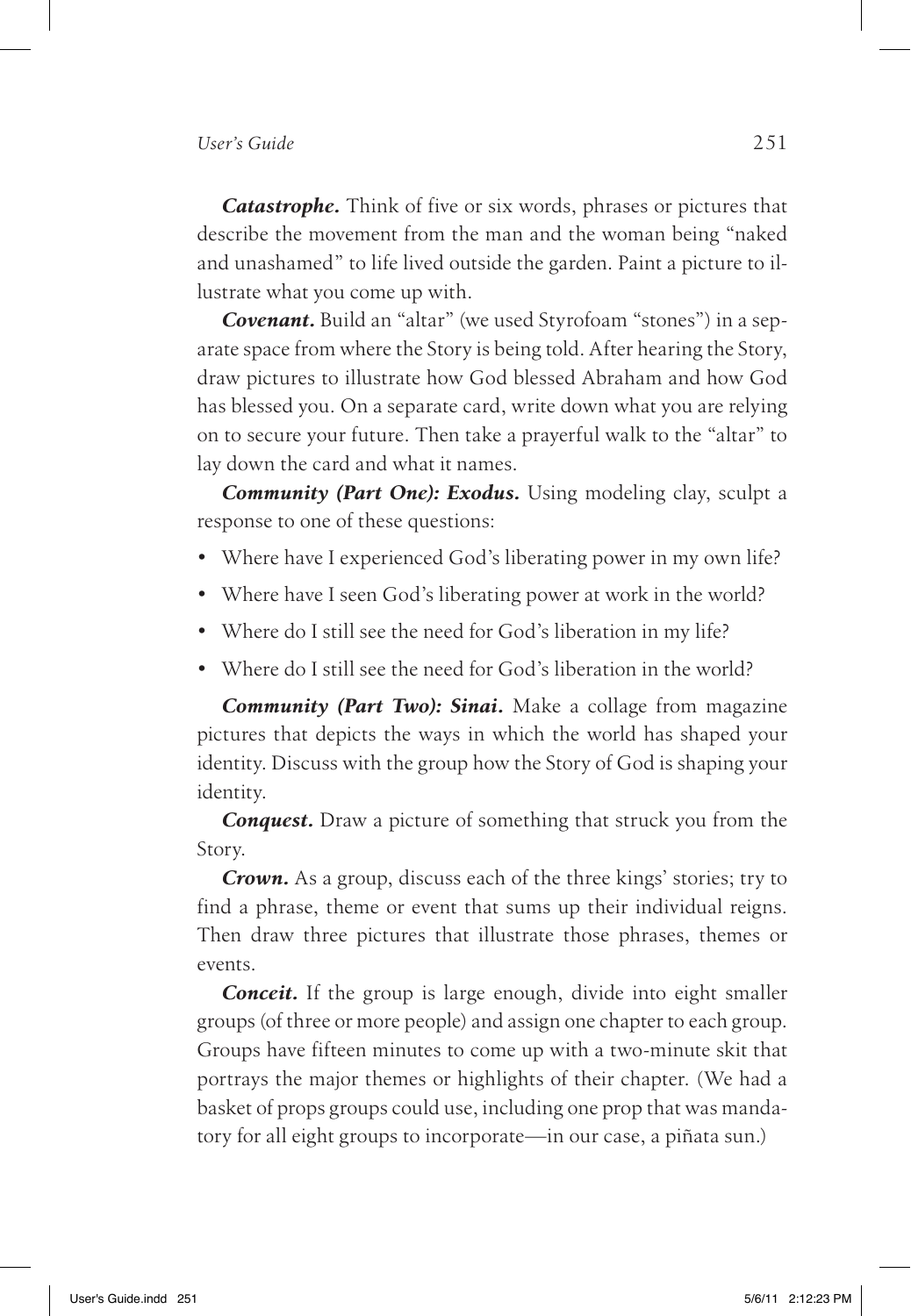***Catastrophe.*** Think of five or six words, phrases or pictures that describe the movement from the man and the woman being "naked and unashamed" to life lived outside the garden. Paint a picture to illustrate what you come up with.

***Covenant.*** Build an "altar" (we used Styrofoam "stones") in a separate space from where the Story is being told. After hearing the Story, draw pictures to illustrate how God blessed Abraham and how God has blessed you. On a separate card, write down what you are relying on to secure your future. Then take a prayerful walk to the "altar" to lay down the card and what it names.

***Community (Part One): Exodus.*** Using modeling clay, sculpt a response to one of these questions:

- Where have I experienced God's liberating power in my own life?
- Where have I seen God's liberating power at work in the world?
- Where do I still see the need for God's liberation in my life?
- Where do I still see the need for God's liberation in the world?

***Community (Part Two): Sinai.*** Make a collage from magazine pictures that depicts the ways in which the world has shaped your identity. Discuss with the group how the Story of God is shaping your identity.

***Conquest.*** Draw a picture of something that struck you from the Story.

***Crown.*** As a group, discuss each of the three kings' stories; try to find a phrase, theme or event that sums up their individual reigns. Then draw three pictures that illustrate those phrases, themes or events.

***Conceit.*** If the group is large enough, divide into eight smaller groups (of three or more people) and assign one chapter to each group. Groups have fifteen minutes to come up with a two-minute skit that portrays the major themes or highlights of their chapter. (We had a basket of props groups could use, including one prop that was mandatory for all eight groups to incorporate—in our case, a piñata sun.)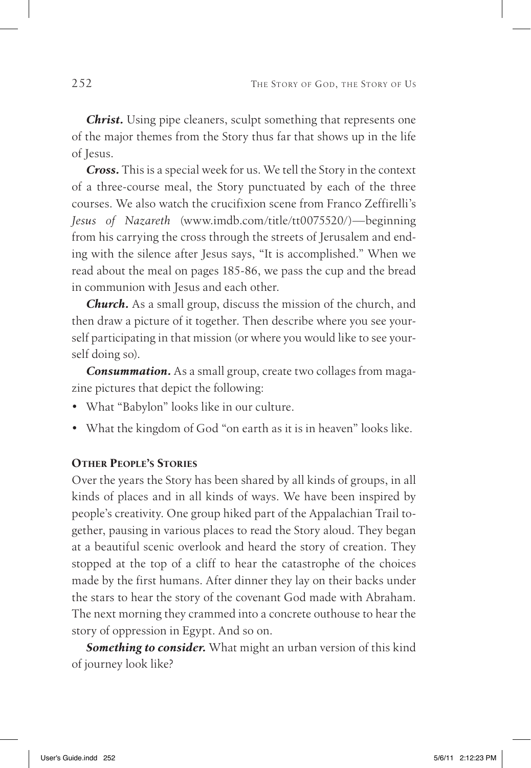***Christ.*** Using pipe cleaners, sculpt something that represents one of the major themes from the Story thus far that shows up in the life of Jesus.

***Cross.*** This is a special week for us. We tell the Story in the context of a three-course meal, the Story punctuated by each of the three courses. We also watch the crucifixion scene from Franco Zeffirelli's *Jesus of Nazareth* (www.imdb.com/title/tt0075520/)—beginning from his carrying the cross through the streets of Jerusalem and ending with the silence after Jesus says, "It is accomplished." When we read about the meal on pages 185-86, we pass the cup and the bread in communion with Jesus and each other.

***Church.*** As a small group, discuss the mission of the church, and then draw a picture of it together. Then describe where you see yourself participating in that mission (or where you would like to see yourself doing so).

***Consummation.*** As a small group, create two collages from magazine pictures that depict the following:

- What "Babylon" looks like in our culture.
- What the kingdom of God "on earth as it is in heaven" looks like.

### Other People's Stories

Over the years the Story has been shared by all kinds of groups, in all kinds of places and in all kinds of ways. We have been inspired by people's creativity. One group hiked part of the Appalachian Trail together, pausing in various places to read the Story aloud. They began at a beautiful scenic overlook and heard the story of creation. They stopped at the top of a cliff to hear the catastrophe of the choices made by the first humans. After dinner they lay on their backs under the stars to hear the story of the covenant God made with Abraham. The next morning they crammed into a concrete outhouse to hear the story of oppression in Egypt. And so on.

***Something to consider.*** What might an urban version of this kind of journey look like?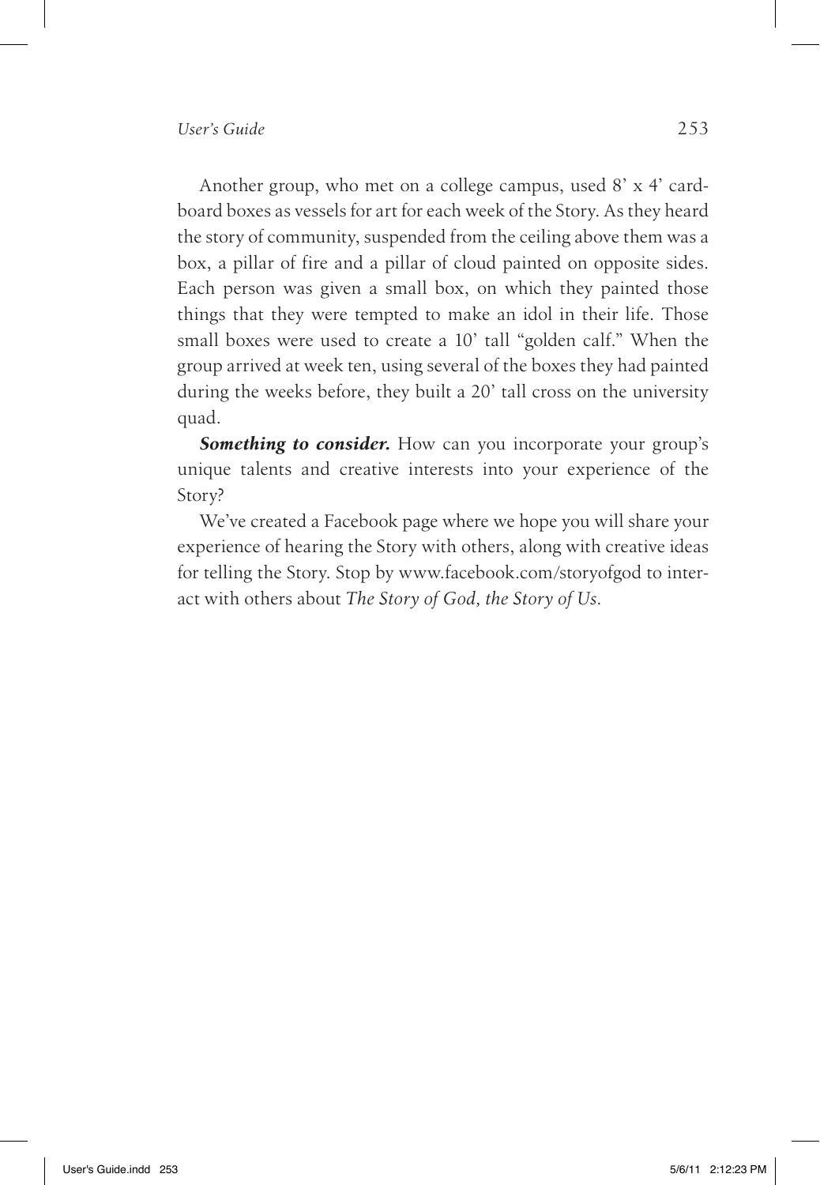Another group, who met on a college campus, used 8' x 4' cardboard boxes as vessels for art for each week of the Story. As they heard the story of community, suspended from the ceiling above them was a box, a pillar of fire and a pillar of cloud painted on opposite sides. Each person was given a small box, on which they painted those things that they were tempted to make an idol in their life. Those small boxes were used to create a 10' tall "golden calf." When the group arrived at week ten, using several of the boxes they had painted during the weeks before, they built a 20' tall cross on the university quad.

***Something to consider.*** How can you incorporate your group's unique talents and creative interests into your experience of the Story?

We've created a Facebook page where we hope you will share your experience of hearing the Story with others, along with creative ideas for telling the Story. Stop by www.facebook.com/storyofgod to interact with others about *The Story of God, the Story of Us*.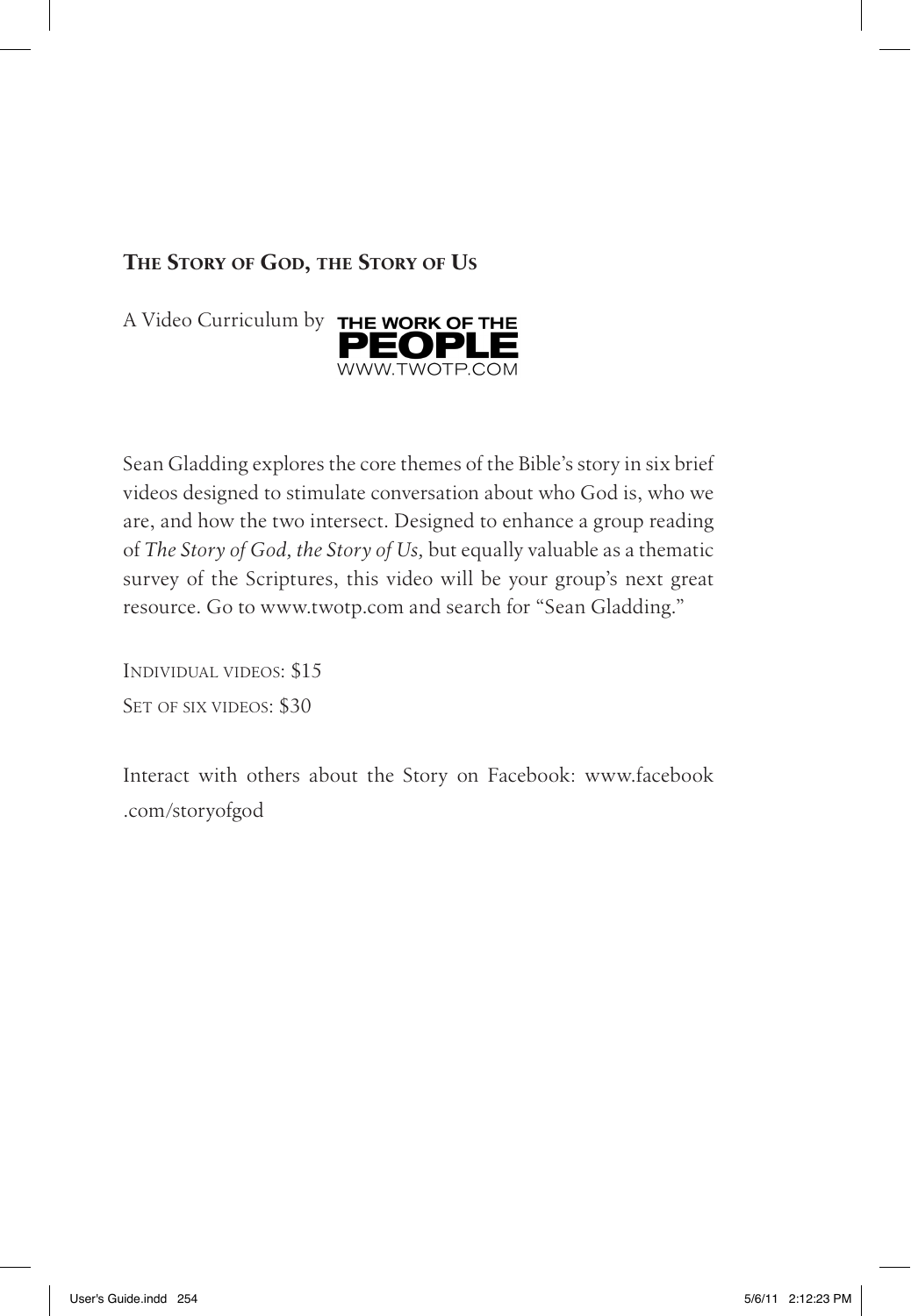**The Story of God, the Story of Us**

A Video Curriculum by THE WORK OF THE PEOPLE WWW.TWOTP.COM

Sean Gladding explores the core themes of the Bible's story in six brief videos designed to stimulate conversation about who God is, who we are, and how the two intersect. Designed to enhance a group reading of *The Story of God, the Story of Us,* but equally valuable as a thematic survey of the Scriptures, this video will be your group's next great resource. Go to www.twotp.com and search for "Sean Gladding."

Individual videos: $15

Set of six videos: $30

Interact with others about the Story on Facebook: www.facebook.com/storyofgod